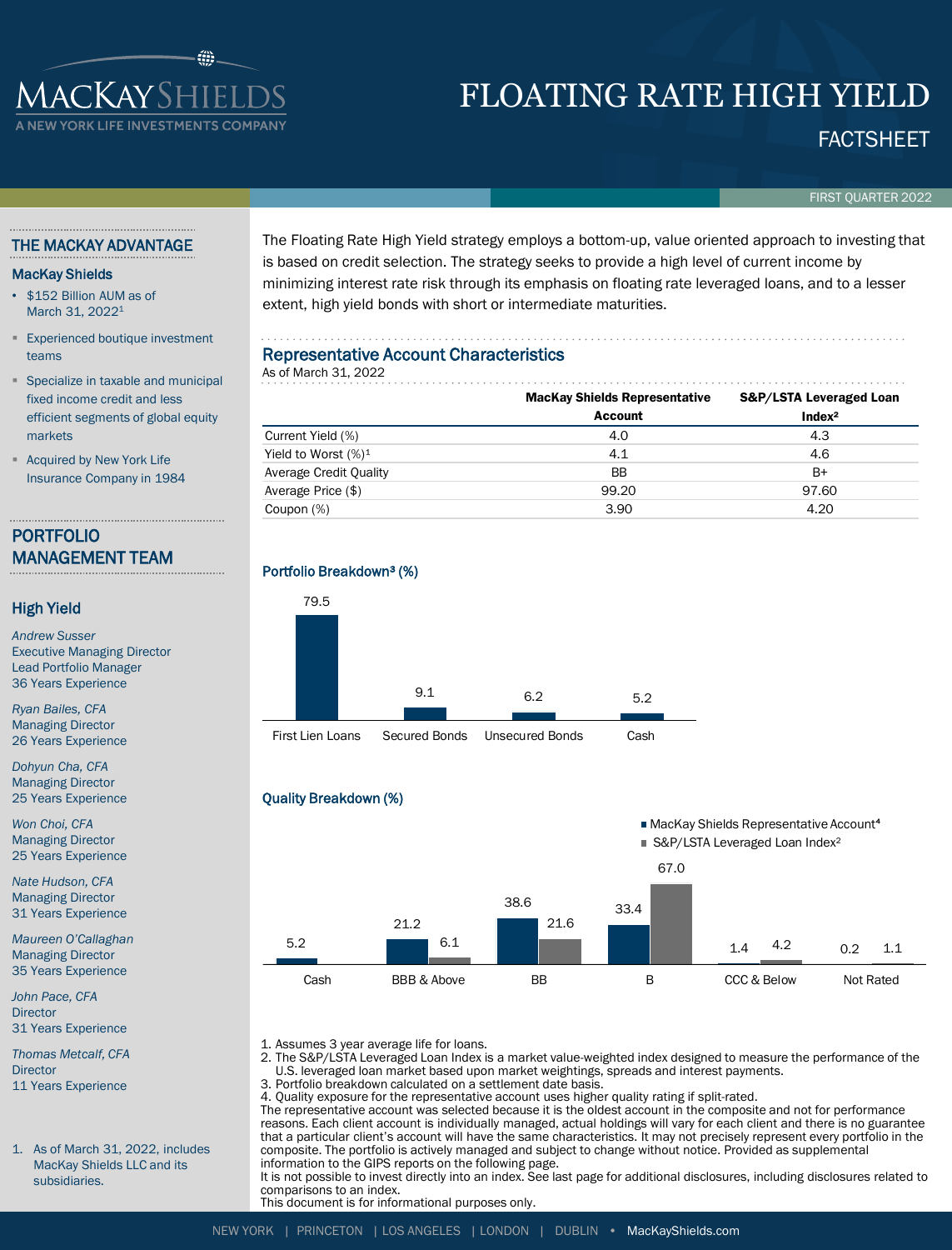# FLOATING RATE HIGH YIELD

## FACTSHEET

FIRST QUARTER 2022

## THE MACKAY ADVANTAGE

### MacKay Shields

- $152 Billion AUM as of March 31, 2022[1]
- Experienced boutique investment teams
- Specialize in taxable and municipal fixed income credit and less efficient segments of global equity markets
- Acquired by New York Life Insurance Company in 1984

## PORTFOLIO MANAGEMENT TEAM

### High Yield

*Andrew Susser*
Executive Managing Director
Lead Portfolio Manager
36 Years Experience

*Ryan Bailes, CFA*
Managing Director
26 Years Experience

*Dohyun Cha, CFA*
Managing Director
25 Years Experience

*Won Choi, CFA*
Managing Director
25 Years Experience

*Nate Hudson, CFA*
Managing Director
31 Years Experience

*Maureen O'Callaghan*
Managing Director
35 Years Experience

*John Pace, CFA*
Director
31 Years Experience

*Thomas Metcalf, CFA*
Director
11 Years Experience

1. As of March 31, 2022, includes MacKay Shields LLC and its subsidiaries.

The Floating Rate High Yield strategy employs a bottom-up, value oriented approach to investing that is based on credit selection. The strategy seeks to provide a high level of current income by minimizing interest rate risk through its emphasis on floating rate leveraged loans, and to a lesser extent, high yield bonds with short or intermediate maturities.

## Representative Account Characteristics

As of March 31, 2022

| | MacKay Shields Representative Account | S&P/LSTA Leveraged Loan Index[2] |
|---|---|---|
| Current Yield (%) | 4.0 | 4.3 |
| Yield to Worst (%)[1] | 4.1 | 4.6 |
| Average Credit Quality | BB | B+ |
| Average Price ($) | 99.20 | 97.60 |
| Coupon (%) | 3.90 | 4.20 |

### Portfolio Breakdown[3] (%)

| First Lien Loans | Secured Bonds | Unsecured Bonds | Cash |
|---|---|---|---|
| 79.5 | 9.1 | 6.2 | 5.2 |

### Quality Breakdown (%)

| | Cash | BBB & Above | BB | B | CCC & Below | Not Rated |
|---|---|---|---|---|---|---|
| MacKay Shields Representative Account[4] | 5.2 | 21.2 | 38.6 | 33.4 | 1.4 | 0.2 |
| S&P/LSTA Leveraged Loan Index[2] | | 6.1 | 21.6 | 67.0 | 4.2 | 1.1 |

1. Assumes 3 year average life for loans.
2. The S&P/LSTA Leveraged Loan Index is a market value-weighted index designed to measure the performance of the U.S. leveraged loan market based upon market weightings, spreads and interest payments.
3. Portfolio breakdown calculated on a settlement date basis.
4. Quality exposure for the representative account uses higher quality rating if split-rated.

The representative account was selected because it is the oldest account in the composite and not for performance reasons. Each client account is individually managed, actual holdings will vary for each client and there is no guarantee that a particular client's account will have the same characteristics. It may not precisely represent every portfolio in the composite. The portfolio is actively managed and subject to change without notice. Provided as supplemental information to the GIPS reports on the following page.
It is not possible to invest directly into an index. See last page for additional disclosures, including disclosures related to comparisons to an index.
This document is for informational purposes only.

NEW YORK | PRINCETON | LOS ANGELES | LONDON | DUBLIN • MacKayShields.com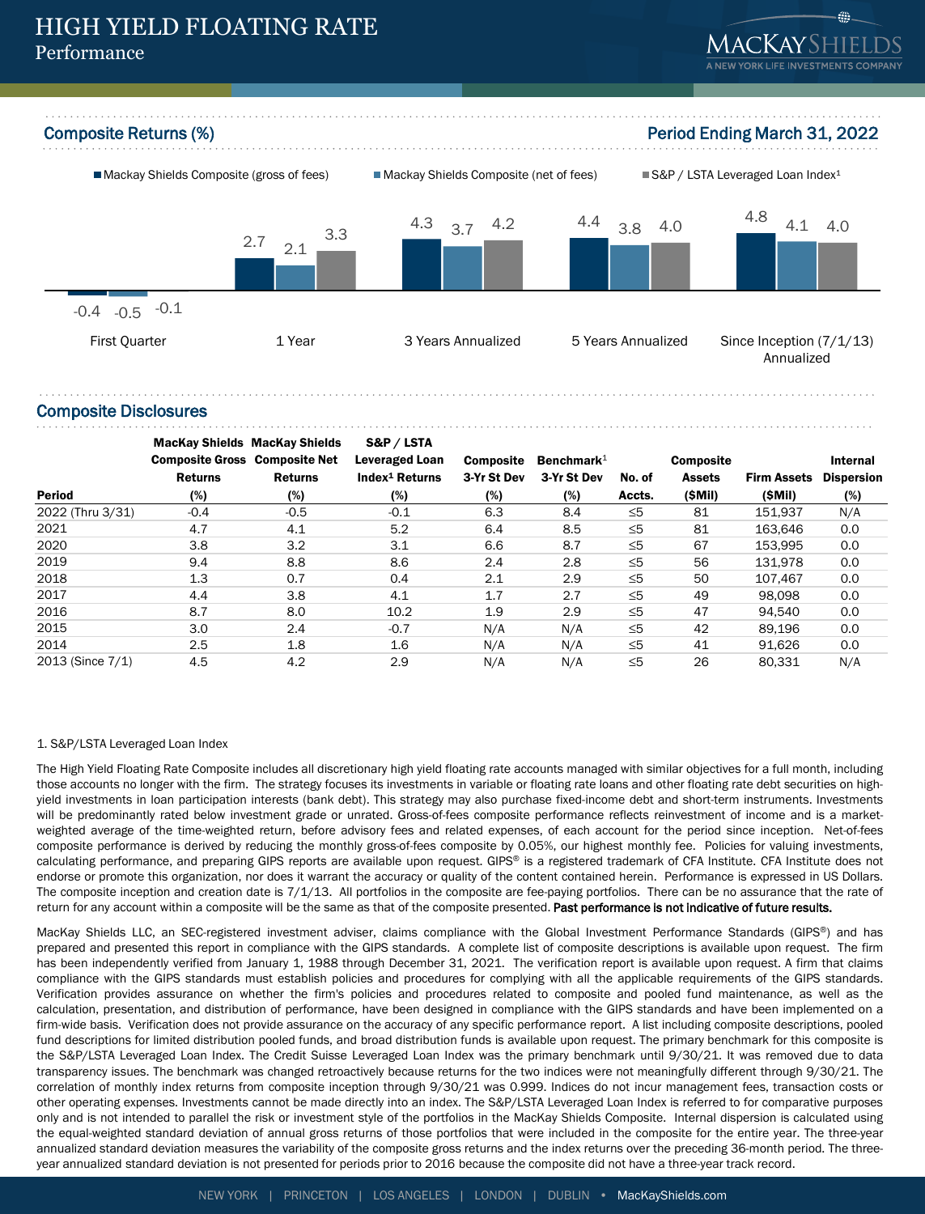# HIGH YIELD FLOATING RATE
## Performance

### Composite Returns (%)

Period Ending March 31, 2022

| | Mackay Shields Composite (gross of fees) | Mackay Shields Composite (net of fees) | S&P / LSTA Leveraged Loan Index[1] |
|---|---|---|---|
| First Quarter | -0.4 | -0.5 | -0.1 |
| 1 Year | 2.7 | 2.1 | 3.3 |
| 3 Years Annualized | 4.3 | 3.7 | 4.2 |
| 5 Years Annualized | 4.4 | 3.8 | 4.0 |
| Since Inception (7/1/13) Annualized | 4.8 | 4.1 | 4.0 |

### Composite Disclosures

| Period | MacKay Shields Composite Gross Returns (%) | MacKay Shields Composite Net Returns (%) | S&P / LSTA Leveraged Loan Index[1] Returns (%) | Composite 3-Yr St Dev (%) | Benchmark[1] 3-Yr St Dev (%) | No. of Accts. | Composite Assets ($Mil) | Firm Assets ($Mil) | Internal Dispersion (%) |
|---|---|---|---|---|---|---|---|---|---|
| 2022 (Thru 3/31) | -0.4 | -0.5 | -0.1 | 6.3 | 8.4 | ≤5 | 81 | 151,937 | N/A |
| 2021 | 4.7 | 4.1 | 5.2 | 6.4 | 8.5 | ≤5 | 81 | 163,646 | 0.0 |
| 2020 | 3.8 | 3.2 | 3.1 | 6.6 | 8.7 | ≤5 | 67 | 153,995 | 0.0 |
| 2019 | 9.4 | 8.8 | 8.6 | 2.4 | 2.8 | ≤5 | 56 | 131,978 | 0.0 |
| 2018 | 1.3 | 0.7 | 0.4 | 2.1 | 2.9 | ≤5 | 50 | 107,467 | 0.0 |
| 2017 | 4.4 | 3.8 | 4.1 | 1.7 | 2.7 | ≤5 | 49 | 98,098 | 0.0 |
| 2016 | 8.7 | 8.0 | 10.2 | 1.9 | 2.9 | ≤5 | 47 | 94,540 | 0.0 |
| 2015 | 3.0 | 2.4 | -0.7 | N/A | N/A | ≤5 | 42 | 89,196 | 0.0 |
| 2014 | 2.5 | 1.8 | 1.6 | N/A | N/A | ≤5 | 41 | 91,626 | 0.0 |
| 2013 (Since 7/1) | 4.5 | 4.2 | 2.9 | N/A | N/A | ≤5 | 26 | 80,331 | N/A |

1. S&P/LSTA Leveraged Loan Index

The High Yield Floating Rate Composite includes all discretionary high yield floating rate accounts managed with similar objectives for a full month, including those accounts no longer with the firm. The strategy focuses its investments in variable or floating rate loans and other floating rate debt securities on high-yield investments in loan participation interests (bank debt). This strategy may also purchase fixed-income debt and short-term instruments. Investments will be predominantly rated below investment grade or unrated. Gross-of-fees composite performance reflects reinvestment of income and is a market-weighted average of the time-weighted return, before advisory fees and related expenses, of each account for the period since inception. Net-of-fees composite performance is derived by reducing the monthly gross-of-fees composite by 0.05%, our highest monthly fee. Policies for valuing investments, calculating performance, and preparing GIPS reports are available upon request. GIPS® is a registered trademark of CFA Institute. CFA Institute does not endorse or promote this organization, nor does it warrant the accuracy or quality of the content contained herein. Performance is expressed in US Dollars. The composite inception and creation date is 7/1/13. All portfolios in the composite are fee-paying portfolios. There can be no assurance that the rate of return for any account within a composite will be the same as that of the composite presented. **Past performance is not indicative of future results.**

MacKay Shields LLC, an SEC-registered investment adviser, claims compliance with the Global Investment Performance Standards (GIPS®) and has prepared and presented this report in compliance with the GIPS standards. A complete list of composite descriptions is available upon request. The firm has been independently verified from January 1, 1988 through December 31, 2021. The verification report is available upon request. A firm that claims compliance with the GIPS standards must establish policies and procedures for complying with all the applicable requirements of the GIPS standards. Verification provides assurance on whether the firm's policies and procedures related to composite and pooled fund maintenance, as well as the calculation, presentation, and distribution of performance, have been designed in compliance with the GIPS standards and have been implemented on a firm-wide basis. Verification does not provide assurance on the accuracy of any specific performance report. A list including composite descriptions, pooled fund descriptions for limited distribution pooled funds, and broad distribution funds is available upon request. The primary benchmark for this composite is the S&P/LSTA Leveraged Loan Index. The Credit Suisse Leveraged Loan Index was the primary benchmark until 9/30/21. It was removed due to data transparency issues. The benchmark was changed retroactively because returns for the two indices were not meaningfully different through 9/30/21. The correlation of monthly index returns from composite inception through 9/30/21 was 0.999. Indices do not incur management fees, transaction costs or other operating expenses. Investments cannot be made directly into an index. The S&P/LSTA Leveraged Loan Index is referred to for comparative purposes only and is not intended to parallel the risk or investment style of the portfolios in the MacKay Shields Composite. Internal dispersion is calculated using the equal-weighted standard deviation of annual gross returns of those portfolios that were included in the composite for the entire year. The three-year annualized standard deviation measures the variability of the composite gross returns and the index returns over the preceding 36-month period. The three-year annualized standard deviation is not presented for periods prior to 2016 because the composite did not have a three-year track record.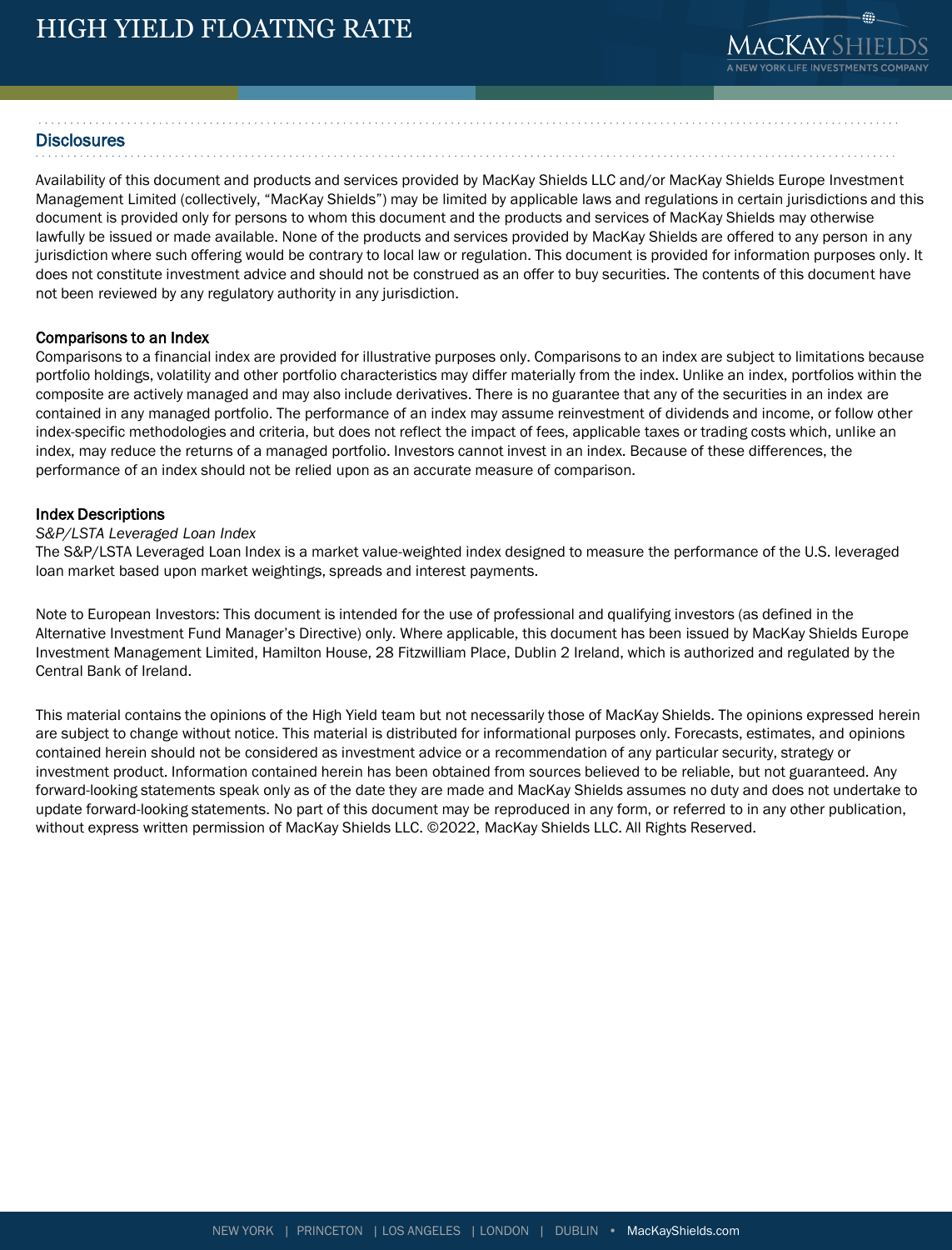## Disclosures

Availability of this document and products and services provided by MacKay Shields LLC and/or MacKay Shields Europe Investment Management Limited (collectively, "MacKay Shields") may be limited by applicable laws and regulations in certain jurisdictions and this document is provided only for persons to whom this document and the products and services of MacKay Shields may otherwise lawfully be issued or made available. None of the products and services provided by MacKay Shields are offered to any person in any jurisdiction where such offering would be contrary to local law or regulation. This document is provided for information purposes only. It does not constitute investment advice and should not be construed as an offer to buy securities. The contents of this document have not been reviewed by any regulatory authority in any jurisdiction.

### Comparisons to an Index

Comparisons to a financial index are provided for illustrative purposes only. Comparisons to an index are subject to limitations because portfolio holdings, volatility and other portfolio characteristics may differ materially from the index. Unlike an index, portfolios within the composite are actively managed and may also include derivatives. There is no guarantee that any of the securities in an index are contained in any managed portfolio. The performance of an index may assume reinvestment of dividends and income, or follow other index-specific methodologies and criteria, but does not reflect the impact of fees, applicable taxes or trading costs which, unlike an index, may reduce the returns of a managed portfolio. Investors cannot invest in an index. Because of these differences, the performance of an index should not be relied upon as an accurate measure of comparison.

### Index Descriptions

*S&P/LSTA Leveraged Loan Index*

The S&P/LSTA Leveraged Loan Index is a market value-weighted index designed to measure the performance of the U.S. leveraged loan market based upon market weightings, spreads and interest payments.

Note to European Investors: This document is intended for the use of professional and qualifying investors (as defined in the Alternative Investment Fund Manager's Directive) only. Where applicable, this document has been issued by MacKay Shields Europe Investment Management Limited, Hamilton House, 28 Fitzwilliam Place, Dublin 2 Ireland, which is authorized and regulated by the Central Bank of Ireland.

This material contains the opinions of the High Yield team but not necessarily those of MacKay Shields. The opinions expressed herein are subject to change without notice. This material is distributed for informational purposes only. Forecasts, estimates, and opinions contained herein should not be considered as investment advice or a recommendation of any particular security, strategy or investment product. Information contained herein has been obtained from sources believed to be reliable, but not guaranteed. Any forward-looking statements speak only as of the date they are made and MacKay Shields assumes no duty and does not undertake to update forward-looking statements. No part of this document may be reproduced in any form, or referred to in any other publication, without express written permission of MacKay Shields LLC. ©2022, MacKay Shields LLC. All Rights Reserved.